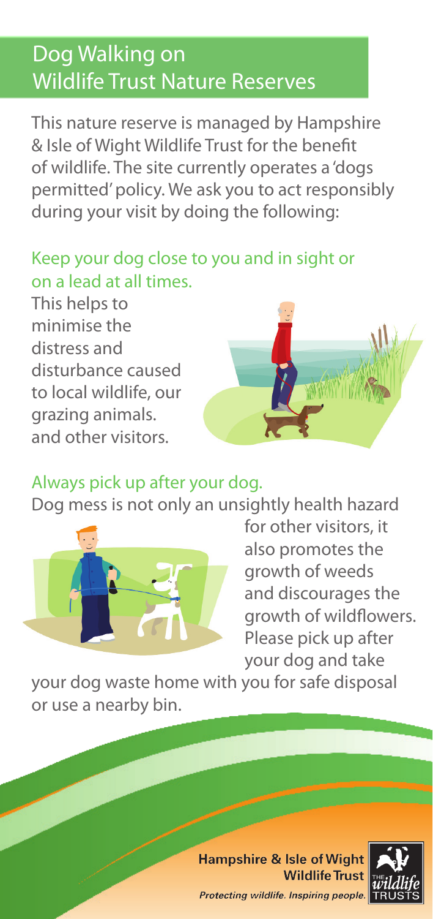# Dog Walking on Wildlife Trust Nature Reserves

This nature reserve is managed by Hampshire & Isle of Wight Wildlife Trust for the benefit of wildlife. The site currently operates a 'dogs permitted' policy. We ask you to act responsibly during your visit by doing the following:

## Keep your dog close to you and in sight or on a lead at all times.

This helps to minimise the distress and disturbance caused to local wildlife, our grazing animals. and other visitors.

## Always pick up after your dog.

Dog mess is not only an unsightly health hazard for other visitors, it also promotes the growth of weeds and discourages the growth of wildflowers. Please pick up after your dog and take your dog waste home with you for safe disposal or use a nearby bin.

Hampshire & Isle of Wight Wildlife Trust

*Protecting wildlife. Inspiring people.*

THE wildlife TRUSTS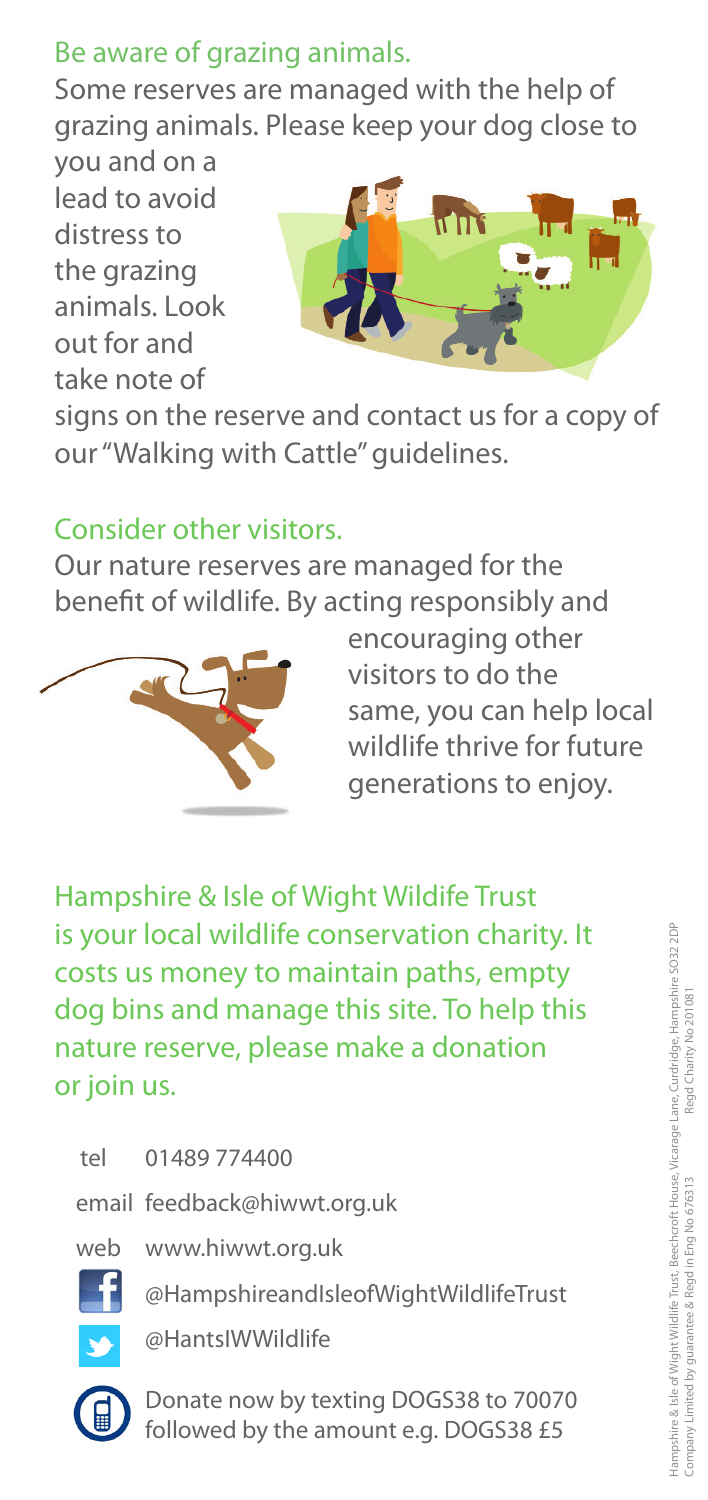## Be aware of grazing animals.

Some reserves are managed with the help of grazing animals. Please keep your dog close to you and on a lead to avoid distress to the grazing animals. Look out for and take note of signs on the reserve and contact us for a copy of our "Walking with Cattle" guidelines.

## Consider other visitors.

Our nature reserves are managed for the benefit of wildlife. By acting responsibly and encouraging other visitors to do the same, you can help local wildlife thrive for future generations to enjoy.

Hampshire & Isle of Wight Wildife Trust is your local wildlife conservation charity. It costs us money to maintain paths, empty dog bins and manage this site. To help this nature reserve, please make a donation or join us.

tel 01489 774400

email feedback@hiwwt.org.uk

web www.hiwwt.org.uk

@HampshireandIsleofWightWildlifeTrust

@HantsIWWildlife

Donate now by texting DOGS38 to 70070 followed by the amount e.g. DOGS38 £5

Hampshire & Isle of Wight Wildlife Trust, Beechcroft House, Vicarage Lane, Curdridge, Hampshire SO32 2DP
Company Limited by guarantee & Regd in Eng No 676313 Regd Charity No 201081